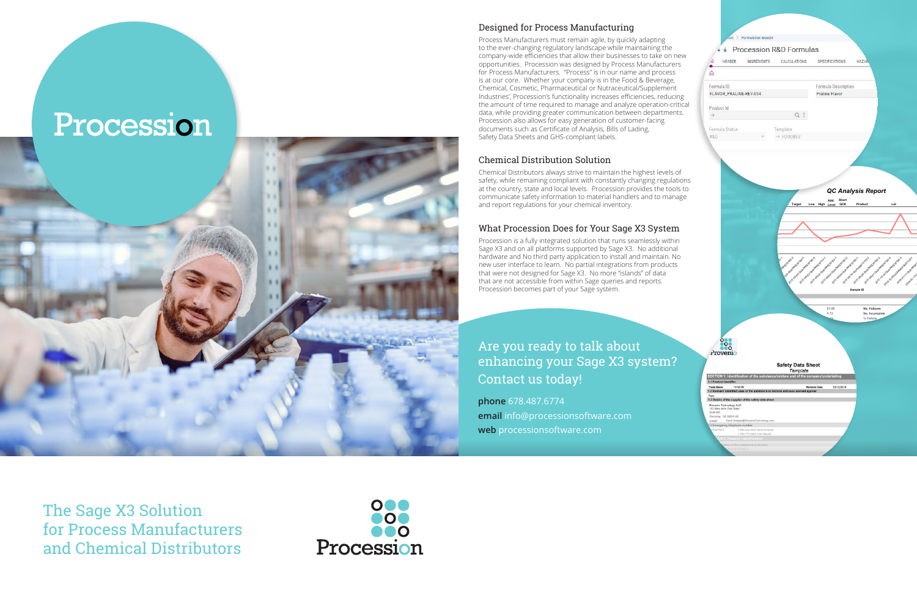# Procession

## Designed for Process Manufacturing

Process Manufacturers must remain agile, by quickly adapting to the ever-changing regulatory landscape while maintaining the company-wide efficiencies that allow their businesses to take on new opportunities. Procession was designed by Process Manufacturers for Process Manufacturers. "Process" is in our name and process is at our core. Whether your company is in the Food & Beverage, Chemical, Cosmetic, Pharmaceutical or Nutraceutical/Supplement Industries', Procession's functionality increases efficiencies, reducing the amount of time required to manage and analyze operation-critical data, while providing greater communication between departments. Procession also allows for easy generation of customer-facing documents such as Certificate of Analysis, Bills of Lading, Safety Data Sheets and GHS-compliant labels.

## Chemical Distribution Solution

Chemical Distributors always strive to maintain the highest levels of safety, while remaining compliant with constantly changing regulations at the country, state and local levels. Procession provides the tools to communicate safety information to material handlers and to manage and report regulations for your chemical inventory.

## What Procession Does for Your Sage X3 System

Procession is a fully integrated solution that runs seamlessly within Sage X3 and on all platforms supported by Sage X3. No additional hardware and No third party application to install and maintain. No new user interface to learn. No partial integrations from products that were not designed for Sage X3. No more "islands" of data that are not accessible from within Sage queries and reports. Procession becomes part of your Sage system.

Are you ready to talk about enhancing your Sage X3 system? Contact us today!

**phone** 678.487.6774
**email** info@processionsoftware.com
**web** processionsoftware.com

The Sage X3 Solution for Process Manufacturers and Chemical Distributors

Procession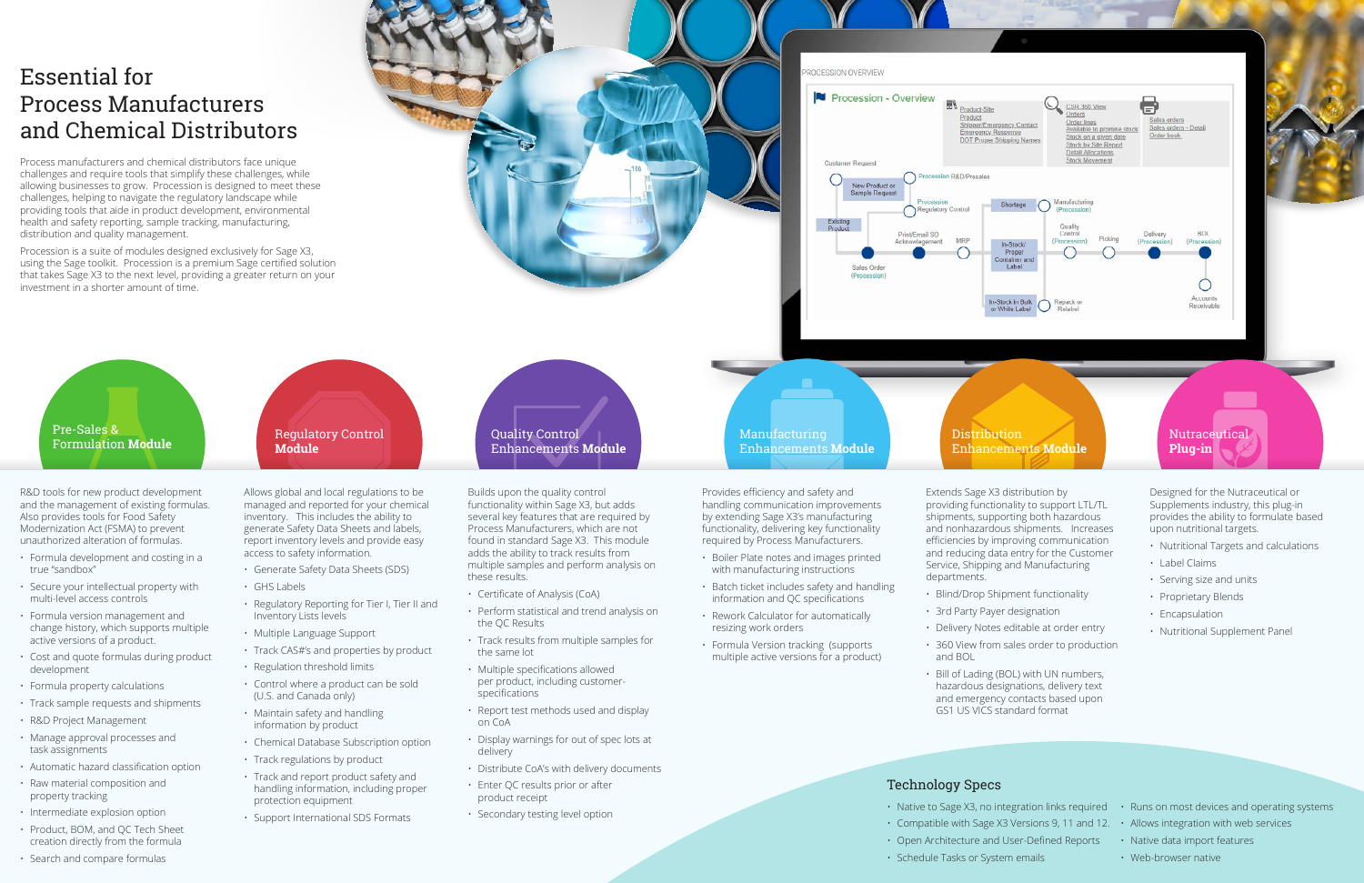# Essential for Process Manufacturers and Chemical Distributors

Process manufacturers and chemical distributors face unique challenges and require tools that simplify these challenges, while allowing businesses to grow. Procession is designed to meet these challenges, helping to navigate the regulatory landscape while providing tools that aide in product development, environmental health and safety reporting, sample tracking, manufacturing, distribution and quality management.

Procession is a suite of modules designed exclusively for Sage X3, using the Sage toolkit. Procession is a premium Sage certified solution that takes Sage X3 to the next level, providing a greater return on your investment in a shorter amount of time.

## Pre-Sales & Formulation **Module**

R&D tools for new product development and the management of existing formulas. Also provides tools for Food Safety Modernization Act (FSMA) to prevent unauthorized alteration of formulas.

- Formula development and costing in a true "sandbox"
- Secure your intellectual property with multi-level access controls
- Formula version management and change history, which supports multiple active versions of a product.
- Cost and quote formulas during product development
- Formula property calculations
- Track sample requests and shipments
- R&D Project Management
- Manage approval processes and task assignments
- Automatic hazard classification option
- Raw material composition and property tracking
- Intermediate explosion option
- Product, BOM, and QC Tech Sheet creation directly from the formula
- Search and compare formulas

## Regulatory Control **Module**

Allows global and local regulations to be managed and reported for your chemical inventory. This includes the ability to generate Safety Data Sheets and labels, report inventory levels and provide easy access to safety information.

- Generate Safety Data Sheets (SDS)
- GHS Labels
- Regulatory Reporting for Tier I, Tier II and Inventory Lists levels
- Multiple Language Support
- Track CAS#'s and properties by product
- Regulation threshold limits
- Control where a product can be sold (U.S. and Canada only)
- Maintain safety and handling information by product
- Chemical Database Subscription option
- Track regulations by product
- Track and report product safety and handling information, including proper protection equipment
- Support International SDS Formats

## Quality Control Enhancements **Module**

Builds upon the quality control functionality within Sage X3, but adds several key features that are required by Process Manufacturers, which are not found in standard Sage X3. This module adds the ability to track results from multiple samples and perform analysis on these results.

- Certificate of Analysis (CoA)
- Perform statistical and trend analysis on the QC Results
- Track results from multiple samples for the same lot
- Multiple specifications allowed per product, including customer-specifications
- Report test methods used and display on CoA
- Display warnings for out of spec lots at delivery
- Distribute CoA's with delivery documents
- Enter QC results prior or after product receipt
- Secondary testing level option

## Manufacturing Enhancements **Module**

Provides efficiency and safety and handling communication improvements by extending Sage X3's manufacturing functionality, delivering key functionality required by Process Manufacturers.

- Boiler Plate notes and images printed with manufacturing instructions
- Batch ticket includes safety and handling information and QC specifications
- Rework Calculator for automatically resizing work orders
- Formula Version tracking (supports multiple active versions for a product)

## Distribution Enhancements **Module**

Extends Sage X3 distribution by providing functionality to support LTL/TL shipments, supporting both hazardous and nonhazardous shipments. Increases efficiencies by improving communication and reducing data entry for the Customer Service, Shipping and Manufacturing departments.

- Blind/Drop Shipment functionality
- 3rd Party Payer designation
- Delivery Notes editable at order entry
- 360 View from sales order to production and BOL
- Bill of Lading (BOL) with UN numbers, hazardous designations, delivery text and emergency contacts based upon GS1 US VICS standard format

## Nutraceutical **Plug-in**

Designed for the Nutraceutical or Supplements industry, this plug-in provides the ability to formulate based upon nutritional targets.

- Nutritional Targets and calculations
- Label Claims
- Serving size and units
- Proprietary Blends
- Encapsulation
- Nutritional Supplement Panel

## Technology Specs

- Native to Sage X3, no integration links required
- Compatible with Sage X3 Versions 9, 11 and 12.
- Open Architecture and User-Defined Reports
- Schedule Tasks or System emails
- Runs on most devices and operating systems
- Allows integration with web services
- Native data import features
- Web-browser native